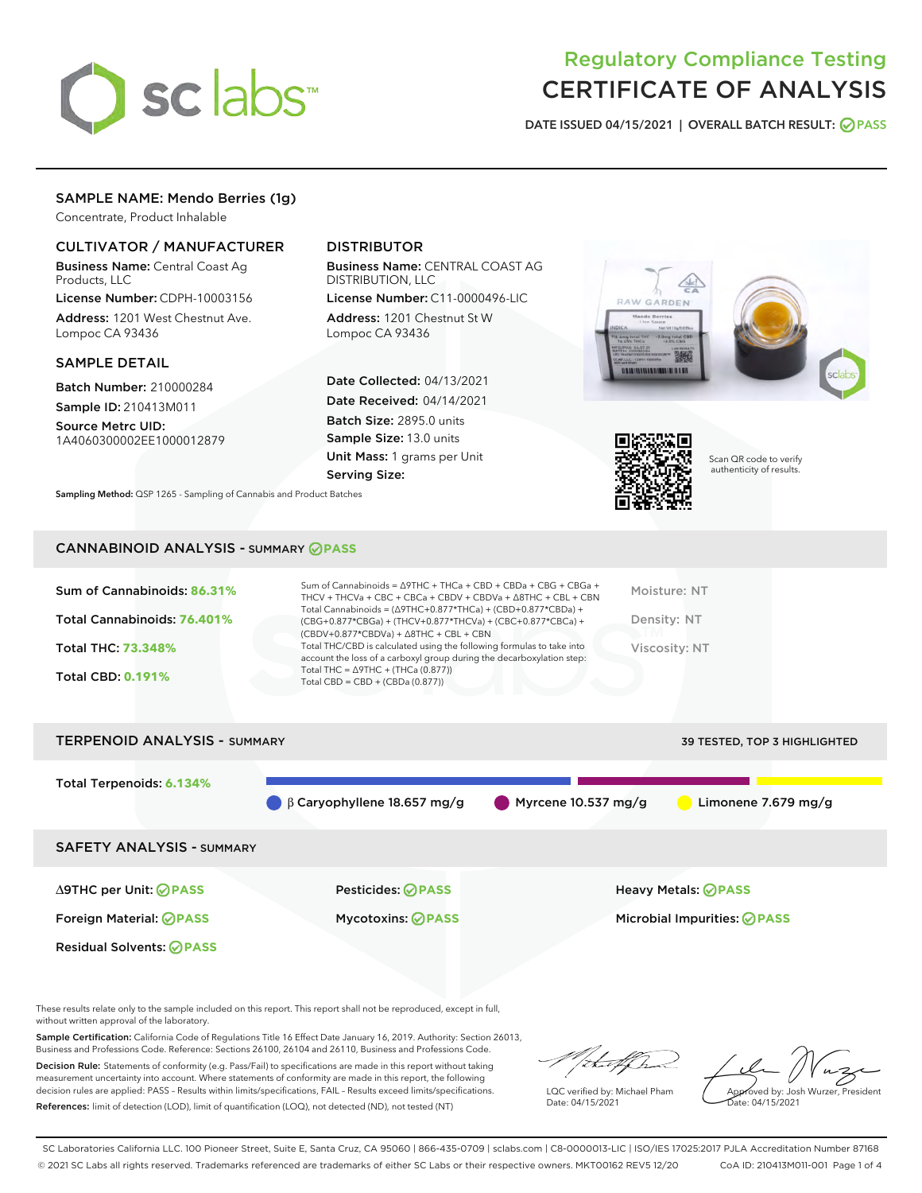# Regulatory Compliance Testing
# CERTIFICATE OF ANALYSIS

DATE ISSUED 04/15/2021 | OVERALL BATCH RESULT: PASS

## SAMPLE NAME: Mendo Berries (1g)

Concentrate, Product Inhalable

### CULTIVATOR / MANUFACTURER

**Business Name:** Central Coast Ag Products, LLC
**License Number:** CDPH-10003156
**Address:** 1201 West Chestnut Ave. Lompoc CA 93436

### DISTRIBUTOR

**Business Name:** CENTRAL COAST AG DISTRIBUTION, LLC
**License Number:** C11-0000496-LIC
**Address:** 1201 Chestnut St W Lompoc CA 93436

### SAMPLE DETAIL

**Batch Number:** 210000284
**Sample ID:** 210413M011
**Source Metrc UID:** 1A4060300002EE1000012879

**Date Collected:** 04/13/2021
**Date Received:** 04/14/2021
**Batch Size:** 2895.0 units
**Sample Size:** 13.0 units
**Unit Mass:** 1 grams per Unit
**Serving Size:**

Scan QR code to verify authenticity of results.

**Sampling Method:** QSP 1265 - Sampling of Cannabis and Product Batches

## CANNABINOID ANALYSIS - SUMMARY PASS

Sum of Cannabinoids: **86.31%**
Total Cannabinoids: **76.401%**
Total THC: **73.348%**
Total CBD: **0.191%**

Sum of Cannabinoids = Δ9THC + THCa + CBD + CBDa + CBG + CBGa + THCV + THCVa + CBC + CBCa + CBDV + CBDVa + Δ8THC + CBL + CBN
Total Cannabinoids = (Δ9THC+0.877*THCa) + (CBD+0.877*CBDa) + (CBG+0.877*CBGa) + (THCV+0.877*THCVa) + (CBC+0.877*CBCa) + (CBDV+0.877*CBDVa) + Δ8THC + CBL + CBN
Total THC/CBD is calculated using the following formulas to take into account the loss of a carboxyl group during the decarboxylation step:
Total THC = Δ9THC + (THCa (0.877))
Total CBD = CBD + (CBDa (0.877))

Moisture: NT
Density: NT
Viscosity: NT

## TERPENOID ANALYSIS - SUMMARY

39 TESTED, TOP 3 HIGHLIGHTED

Total Terpenoids: **6.134%**

β Caryophyllene 18.657 mg/g
Myrcene 10.537 mg/g
Limonene 7.679 mg/g

## SAFETY ANALYSIS - SUMMARY

| | | |
|---|---|---|
| Δ9THC per Unit: PASS | Pesticides: PASS | Heavy Metals: PASS |
| Foreign Material: PASS | Mycotoxins: PASS | Microbial Impurities: PASS |
| Residual Solvents: PASS | | |

These results relate only to the sample included on this report. This report shall not be reproduced, except in full, without written approval of the laboratory.

**Sample Certification:** California Code of Regulations Title 16 Effect Date January 16, 2019. Authority: Section 26013, Business and Professions Code. Reference: Sections 26100, 26104 and 26110, Business and Professions Code.

**Decision Rule:** Statements of conformity (e.g. Pass/Fail) to specifications are made in this report without taking measurement uncertainty into account. Where statements of conformity are made in this report, the following decision rules are applied: PASS – Results within limits/specifications, FAIL – Results exceed limits/specifications.

**References:** limit of detection (LOD), limit of quantification (LOQ), not detected (ND), not tested (NT)

LQC verified by: Michael Pham
Date: 04/15/2021

Approved by: Josh Wurzer, President
Date: 04/15/2021

SC Laboratories California LLC. 100 Pioneer Street, Suite E, Santa Cruz, CA 95060 | 866-435-0709 | sclabs.com | C8-0000013-LIC | ISO/IES 17025:2017 PJLA Accreditation Number 87168
© 2021 SC Labs all rights reserved. Trademarks referenced are trademarks of either SC Labs or their respective owners. MKT00162 REV5 12/20 CoA ID: 210413M011-001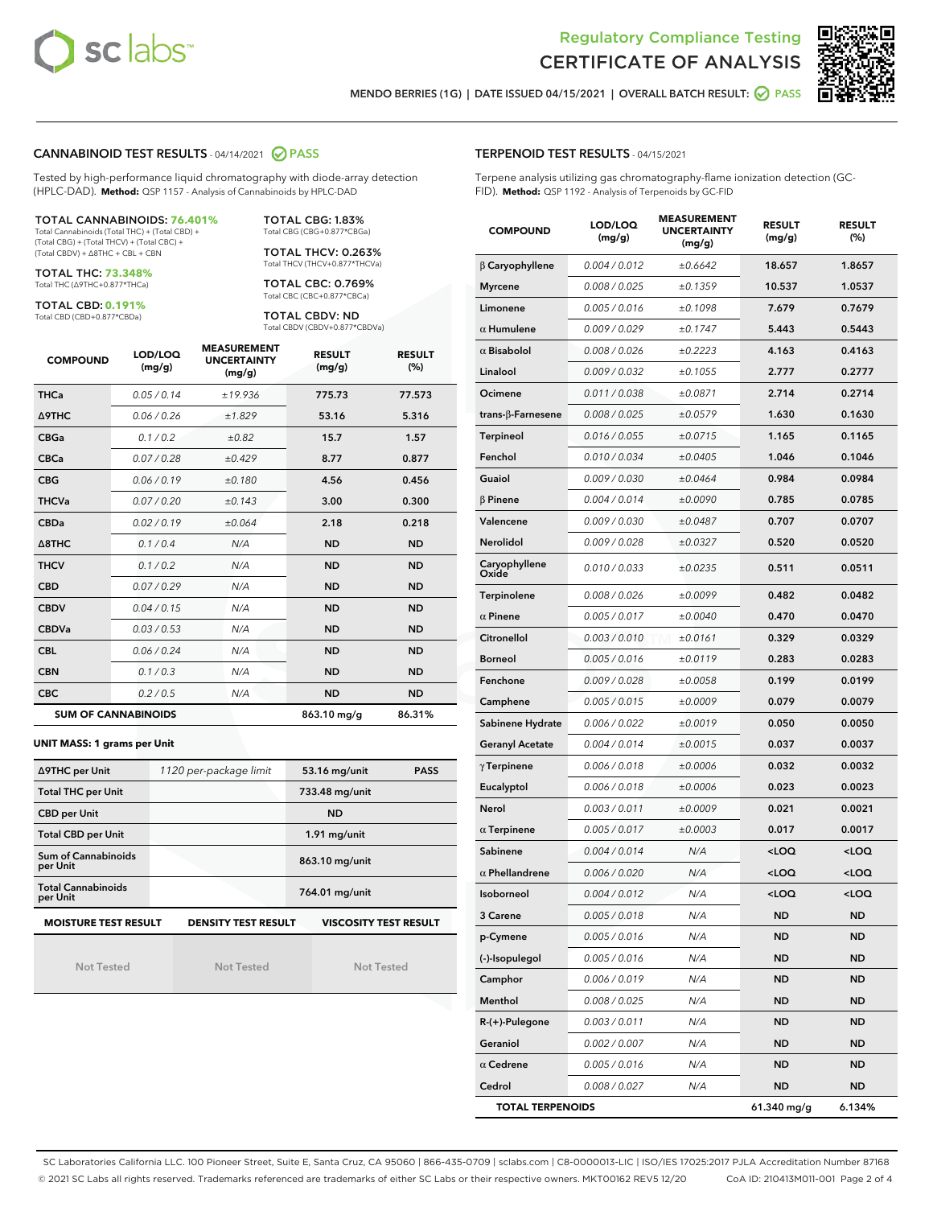# Regulatory Compliance Testing
# CERTIFICATE OF ANALYSIS

MENDO BERRIES (1G) | DATE ISSUED 04/15/2021 | OVERALL BATCH RESULT: PASS

## CANNABINOID TEST RESULTS - 04/14/2021 PASS

Tested by high-performance liquid chromatography with diode-array detection (HPLC-DAD). **Method:** QSP 1157 - Analysis of Cannabinoids by HPLC-DAD

**TOTAL CANNABINOIDS: 76.401%**
Total Cannabinoids (Total THC) + (Total CBD) + (Total CBG) + (Total THCV) + (Total CBC) + (Total CBDV) + ∆8THC + CBL + CBN

**TOTAL THC: 73.348%**
Total THC (∆9THC+0.877*THCa)

**TOTAL CBD: 0.191%**
Total CBD (CBD+0.877*CBDa)

**TOTAL CBG: 1.83%**
Total CBG (CBG+0.877*CBGa)

**TOTAL THCV: 0.263%**
Total THCV (THCV+0.877*THCVa)

**TOTAL CBC: 0.769%**
Total CBC (CBC+0.877*CBCa)

**TOTAL CBDV: ND**
Total CBDV (CBDV+0.877*CBDVa)

| COMPOUND | LOD/LOQ (mg/g) | MEASUREMENT UNCERTAINTY (mg/g) | RESULT (mg/g) | RESULT (%) |
|---|---|---|---|---|
| THCa | 0.05 / 0.14 | ±19.936 | 775.73 | 77.573 |
| ∆9THC | 0.06 / 0.26 | ±1.829 | 53.16 | 5.316 |
| CBGa | 0.1 / 0.2 | ±0.82 | 15.7 | 1.57 |
| CBCa | 0.07 / 0.28 | ±0.429 | 8.77 | 0.877 |
| CBG | 0.06 / 0.19 | ±0.180 | 4.56 | 0.456 |
| THCVa | 0.07 / 0.20 | ±0.143 | 3.00 | 0.300 |
| CBDa | 0.02 / 0.19 | ±0.064 | 2.18 | 0.218 |
| ∆8THC | 0.1 / 0.4 | N/A | ND | ND |
| THCV | 0.1 / 0.2 | N/A | ND | ND |
| CBD | 0.07 / 0.29 | N/A | ND | ND |
| CBDV | 0.04 / 0.15 | N/A | ND | ND |
| CBDVa | 0.03 / 0.53 | N/A | ND | ND |
| CBL | 0.06 / 0.24 | N/A | ND | ND |
| CBN | 0.1 / 0.3 | N/A | ND | ND |
| CBC | 0.2 / 0.5 | N/A | ND | ND |
| **SUM OF CANNABINOIDS** | | | 863.10 mg/g | 86.31% |

**UNIT MASS: 1 grams per Unit**

| | | | |
|---|---|---|---|
| ∆9THC per Unit | 1120 per-package limit | 53.16 mg/unit | PASS |
| Total THC per Unit | | 733.48 mg/unit | |
| CBD per Unit | | ND | |
| Total CBD per Unit | | 1.91 mg/unit | |
| Sum of Cannabinoids per Unit | | 863.10 mg/unit | |
| Total Cannabinoids per Unit | | 764.01 mg/unit | |

| MOISTURE TEST RESULT | DENSITY TEST RESULT | VISCOSITY TEST RESULT |
|---|---|---|
| Not Tested | Not Tested | Not Tested |

## TERPENOID TEST RESULTS - 04/15/2021

Terpene analysis utilizing gas chromatography-flame ionization detection (GC-FID). **Method:** QSP 1192 - Analysis of Terpenoids by GC-FID

| COMPOUND | LOD/LOQ (mg/g) | MEASUREMENT UNCERTAINTY (mg/g) | RESULT (mg/g) | RESULT (%) |
|---|---|---|---|---|
| β Caryophyllene | 0.004 / 0.012 | ±0.6642 | 18.657 | 1.8657 |
| Myrcene | 0.008 / 0.025 | ±0.1359 | 10.537 | 1.0537 |
| Limonene | 0.005 / 0.016 | ±0.1098 | 7.679 | 0.7679 |
| α Humulene | 0.009 / 0.029 | ±0.1747 | 5.443 | 0.5443 |
| α Bisabolol | 0.008 / 0.026 | ±0.2223 | 4.163 | 0.4163 |
| Linalool | 0.009 / 0.032 | ±0.1055 | 2.777 | 0.2777 |
| Ocimene | 0.011 / 0.038 | ±0.0871 | 2.714 | 0.2714 |
| trans-β-Farnesene | 0.008 / 0.025 | ±0.0579 | 1.630 | 0.1630 |
| Terpineol | 0.016 / 0.055 | ±0.0715 | 1.165 | 0.1165 |
| Fenchol | 0.010 / 0.034 | ±0.0405 | 1.046 | 0.1046 |
| Guaiol | 0.009 / 0.030 | ±0.0464 | 0.984 | 0.0984 |
| β Pinene | 0.004 / 0.014 | ±0.0090 | 0.785 | 0.0785 |
| Valencene | 0.009 / 0.030 | ±0.0487 | 0.707 | 0.0707 |
| Nerolidol | 0.009 / 0.028 | ±0.0327 | 0.520 | 0.0520 |
| Caryophyllene Oxide | 0.010 / 0.033 | ±0.0235 | 0.511 | 0.0511 |
| Terpinolene | 0.008 / 0.026 | ±0.0099 | 0.482 | 0.0482 |
| α Pinene | 0.005 / 0.017 | ±0.0040 | 0.470 | 0.0470 |
| Citronellol | 0.003 / 0.010 | ±0.0161 | 0.329 | 0.0329 |
| Borneol | 0.005 / 0.016 | ±0.0119 | 0.283 | 0.0283 |
| Fenchone | 0.009 / 0.028 | ±0.0058 | 0.199 | 0.0199 |
| Camphene | 0.005 / 0.015 | ±0.0009 | 0.079 | 0.0079 |
| Sabinene Hydrate | 0.006 / 0.022 | ±0.0019 | 0.050 | 0.0050 |
| Geranyl Acetate | 0.004 / 0.014 | ±0.0015 | 0.037 | 0.0037 |
| γ Terpinene | 0.006 / 0.018 | ±0.0006 | 0.032 | 0.0032 |
| Eucalyptol | 0.006 / 0.018 | ±0.0006 | 0.023 | 0.0023 |
| Nerol | 0.003 / 0.011 | ±0.0009 | 0.021 | 0.0021 |
| α Terpinene | 0.005 / 0.017 | ±0.0003 | 0.017 | 0.0017 |
| Sabinene | 0.004 / 0.014 | N/A | <LOQ | <LOQ |
| α Phellandrene | 0.006 / 0.020 | N/A | <LOQ | <LOQ |
| Isoborneol | 0.004 / 0.012 | N/A | <LOQ | <LOQ |
| 3 Carene | 0.005 / 0.018 | N/A | ND | ND |
| p-Cymene | 0.005 / 0.016 | N/A | ND | ND |
| (-)-Isopulegol | 0.005 / 0.016 | N/A | ND | ND |
| Camphor | 0.006 / 0.019 | N/A | ND | ND |
| Menthol | 0.008 / 0.025 | N/A | ND | ND |
| R-(+)-Pulegone | 0.003 / 0.011 | N/A | ND | ND |
| Geraniol | 0.002 / 0.007 | N/A | ND | ND |
| α Cedrene | 0.005 / 0.016 | N/A | ND | ND |
| Cedrol | 0.008 / 0.027 | N/A | ND | ND |
| **TOTAL TERPENOIDS** | | | 61.340 mg/g | 6.134% |

SC Laboratories California LLC. 100 Pioneer Street, Suite E, Santa Cruz, CA 95060 | 866-435-0709 | sclabs.com | C8-0000013-LIC | ISO/IES 17025:2017 PJLA Accreditation Number 87168
© 2021 SC Labs all rights reserved. Trademarks referenced are trademarks of either SC Labs or their respective owners. MKT00162 REV5 12/20 CoA ID: 210413M011-001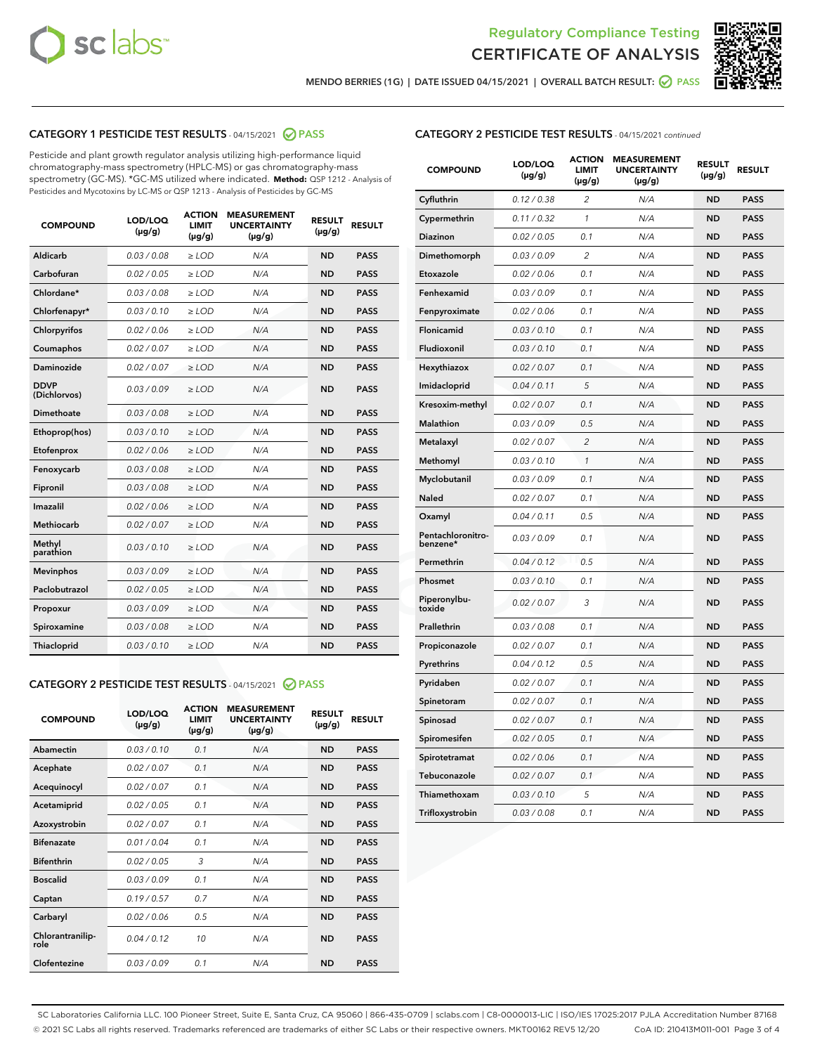Regulatory Compliance Testing

# CERTIFICATE OF ANALYSIS

MENDO BERRIES (1G) | DATE ISSUED 04/15/2021 | OVERALL BATCH RESULT: PASS

## CATEGORY 1 PESTICIDE TEST RESULTS - 04/15/2021 PASS

Pesticide and plant growth regulator analysis utilizing high-performance liquid chromatography-mass spectrometry (HPLC-MS) or gas chromatography-mass spectrometry (GC-MS). *GC-MS utilized where indicated. **Method:** QSP 1212 - Analysis of Pesticides and Mycotoxins by LC-MS or QSP 1213 - Analysis of Pesticides by GC-MS

| COMPOUND | LOD/LOQ (µg/g) | ACTION LIMIT (µg/g) | MEASUREMENT UNCERTAINTY (µg/g) | RESULT (µg/g) | RESULT |
|---|---|---|---|---|---|
| Aldicarb | 0.03 / 0.08 | ≥ LOD | N/A | ND | PASS |
| Carbofuran | 0.02 / 0.05 | ≥ LOD | N/A | ND | PASS |
| Chlordane* | 0.03 / 0.08 | ≥ LOD | N/A | ND | PASS |
| Chlorfenapyr* | 0.03 / 0.10 | ≥ LOD | N/A | ND | PASS |
| Chlorpyrifos | 0.02 / 0.06 | ≥ LOD | N/A | ND | PASS |
| Coumaphos | 0.02 / 0.07 | ≥ LOD | N/A | ND | PASS |
| Daminozide | 0.02 / 0.07 | ≥ LOD | N/A | ND | PASS |
| DDVP (Dichlorvos) | 0.03 / 0.09 | ≥ LOD | N/A | ND | PASS |
| Dimethoate | 0.03 / 0.08 | ≥ LOD | N/A | ND | PASS |
| Ethoprop(hos) | 0.03 / 0.10 | ≥ LOD | N/A | ND | PASS |
| Etofenprox | 0.02 / 0.06 | ≥ LOD | N/A | ND | PASS |
| Fenoxycarb | 0.03 / 0.08 | ≥ LOD | N/A | ND | PASS |
| Fipronil | 0.03 / 0.08 | ≥ LOD | N/A | ND | PASS |
| Imazalil | 0.02 / 0.06 | ≥ LOD | N/A | ND | PASS |
| Methiocarb | 0.02 / 0.07 | ≥ LOD | N/A | ND | PASS |
| Methyl parathion | 0.03 / 0.10 | ≥ LOD | N/A | ND | PASS |
| Mevinphos | 0.03 / 0.09 | ≥ LOD | N/A | ND | PASS |
| Paclobutrazol | 0.02 / 0.05 | ≥ LOD | N/A | ND | PASS |
| Propoxur | 0.03 / 0.09 | ≥ LOD | N/A | ND | PASS |
| Spiroxamine | 0.03 / 0.08 | ≥ LOD | N/A | ND | PASS |
| Thiacloprid | 0.03 / 0.10 | ≥ LOD | N/A | ND | PASS |

## CATEGORY 2 PESTICIDE TEST RESULTS - 04/15/2021 PASS

| COMPOUND | LOD/LOQ (µg/g) | ACTION LIMIT (µg/g) | MEASUREMENT UNCERTAINTY (µg/g) | RESULT (µg/g) | RESULT |
|---|---|---|---|---|---|
| Abamectin | 0.03 / 0.10 | 0.1 | N/A | ND | PASS |
| Acephate | 0.02 / 0.07 | 0.1 | N/A | ND | PASS |
| Acequinocyl | 0.02 / 0.07 | 0.1 | N/A | ND | PASS |
| Acetamiprid | 0.02 / 0.05 | 0.1 | N/A | ND | PASS |
| Azoxystrobin | 0.02 / 0.07 | 0.1 | N/A | ND | PASS |
| Bifenazate | 0.01 / 0.04 | 0.1 | N/A | ND | PASS |
| Bifenthrin | 0.02 / 0.05 | 3 | N/A | ND | PASS |
| Boscalid | 0.03 / 0.09 | 0.1 | N/A | ND | PASS |
| Captan | 0.19 / 0.57 | 0.7 | N/A | ND | PASS |
| Carbaryl | 0.02 / 0.06 | 0.5 | N/A | ND | PASS |
| Chlorantraniliprole | 0.04 / 0.12 | 10 | N/A | ND | PASS |
| Clofentezine | 0.03 / 0.09 | 0.1 | N/A | ND | PASS |
| Cyfluthrin | 0.12 / 0.38 | 2 | N/A | ND | PASS |
| Cypermethrin | 0.11 / 0.32 | 1 | N/A | ND | PASS |
| Diazinon | 0.02 / 0.05 | 0.1 | N/A | ND | PASS |
| Dimethomorph | 0.03 / 0.09 | 2 | N/A | ND | PASS |
| Etoxazole | 0.02 / 0.06 | 0.1 | N/A | ND | PASS |
| Fenhexamid | 0.03 / 0.09 | 0.1 | N/A | ND | PASS |
| Fenpyroximate | 0.02 / 0.06 | 0.1 | N/A | ND | PASS |
| Flonicamid | 0.03 / 0.10 | 0.1 | N/A | ND | PASS |
| Fludioxonil | 0.03 / 0.10 | 0.1 | N/A | ND | PASS |
| Hexythiazox | 0.02 / 0.07 | 0.1 | N/A | ND | PASS |
| Imidacloprid | 0.04 / 0.11 | 5 | N/A | ND | PASS |
| Kresoxim-methyl | 0.02 / 0.07 | 0.1 | N/A | ND | PASS |
| Malathion | 0.03 / 0.09 | 0.5 | N/A | ND | PASS |
| Metalaxyl | 0.02 / 0.07 | 2 | N/A | ND | PASS |
| Methomyl | 0.03 / 0.10 | 1 | N/A | ND | PASS |
| Myclobutanil | 0.03 / 0.09 | 0.1 | N/A | ND | PASS |
| Naled | 0.02 / 0.07 | 0.1 | N/A | ND | PASS |
| Oxamyl | 0.04 / 0.11 | 0.5 | N/A | ND | PASS |
| Pentachloronitrobenzene* | 0.03 / 0.09 | 0.1 | N/A | ND | PASS |
| Permethrin | 0.04 / 0.12 | 0.5 | N/A | ND | PASS |
| Phosmet | 0.03 / 0.10 | 0.1 | N/A | ND | PASS |
| Piperonylbutoxide | 0.02 / 0.07 | 3 | N/A | ND | PASS |
| Prallethrin | 0.03 / 0.08 | 0.1 | N/A | ND | PASS |
| Propiconazole | 0.02 / 0.07 | 0.1 | N/A | ND | PASS |
| Pyrethrins | 0.04 / 0.12 | 0.5 | N/A | ND | PASS |
| Pyridaben | 0.02 / 0.07 | 0.1 | N/A | ND | PASS |
| Spinetoram | 0.02 / 0.07 | 0.1 | N/A | ND | PASS |
| Spinosad | 0.02 / 0.07 | 0.1 | N/A | ND | PASS |
| Spiromesifen | 0.02 / 0.05 | 0.1 | N/A | ND | PASS |
| Spirotetramat | 0.02 / 0.06 | 0.1 | N/A | ND | PASS |
| Tebuconazole | 0.02 / 0.07 | 0.1 | N/A | ND | PASS |
| Thiamethoxam | 0.03 / 0.10 | 5 | N/A | ND | PASS |
| Trifloxystrobin | 0.03 / 0.08 | 0.1 | N/A | ND | PASS |

SC Laboratories California LLC. 100 Pioneer Street, Suite E, Santa Cruz, CA 95060 | 866-435-0709 | sclabs.com | C8-0000013-LIC | ISO/IES 17025:2017 PJLA Accreditation Number 87168
© 2021 SC Labs all rights reserved. Trademarks referenced are trademarks of either SC Labs or their respective owners. MKT00162 REV5 12/20 CoA ID: 210413M011-001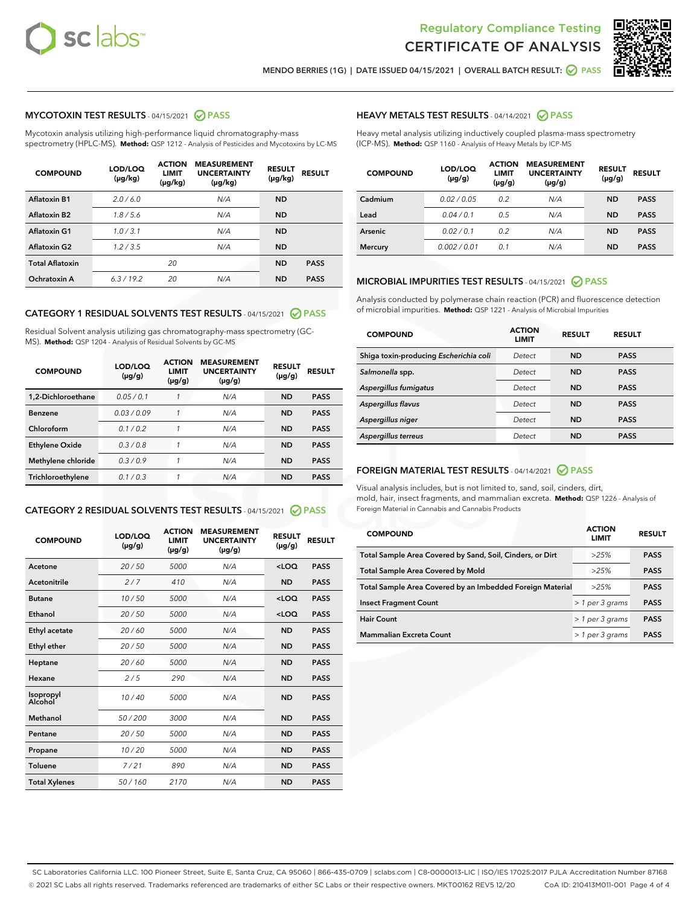Regulatory Compliance Testing
CERTIFICATE OF ANALYSIS

MENDO BERRIES (1G) | DATE ISSUED 04/15/2021 | OVERALL BATCH RESULT: PASS

## MYCOTOXIN TEST RESULTS - 04/15/2021 PASS

Mycotoxin analysis utilizing high-performance liquid chromatography-mass spectrometry (HPLC-MS). **Method:** QSP 1212 - Analysis of Pesticides and Mycotoxins by LC-MS

| COMPOUND | LOD/LOQ (µg/kg) | ACTION LIMIT (µg/kg) | MEASUREMENT UNCERTAINTY (µg/kg) | RESULT (µg/kg) | RESULT |
|---|---|---|---|---|---|
| Aflatoxin B1 | 2.0 / 6.0 | | N/A | ND | |
| Aflatoxin B2 | 1.8 / 5.6 | | N/A | ND | |
| Aflatoxin G1 | 1.0 / 3.1 | | N/A | ND | |
| Aflatoxin G2 | 1.2 / 3.5 | | N/A | ND | |
| Total Aflatoxin | | 20 | | ND | PASS |
| Ochratoxin A | 6.3 / 19.2 | 20 | N/A | ND | PASS |

## CATEGORY 1 RESIDUAL SOLVENTS TEST RESULTS - 04/15/2021 PASS

Residual Solvent analysis utilizing gas chromatography-mass spectrometry (GC-MS). **Method:** QSP 1204 - Analysis of Residual Solvents by GC-MS

| COMPOUND | LOD/LOQ (µg/g) | ACTION LIMIT (µg/g) | MEASUREMENT UNCERTAINTY (µg/g) | RESULT (µg/g) | RESULT |
|---|---|---|---|---|---|
| 1,2-Dichloroethane | 0.05 / 0.1 | 1 | N/A | ND | PASS |
| Benzene | 0.03 / 0.09 | 1 | N/A | ND | PASS |
| Chloroform | 0.1 / 0.2 | 1 | N/A | ND | PASS |
| Ethylene Oxide | 0.3 / 0.8 | 1 | N/A | ND | PASS |
| Methylene chloride | 0.3 / 0.9 | 1 | N/A | ND | PASS |
| Trichloroethylene | 0.1 / 0.3 | 1 | N/A | ND | PASS |

## CATEGORY 2 RESIDUAL SOLVENTS TEST RESULTS - 04/15/2021 PASS

| COMPOUND | LOD/LOQ (µg/g) | ACTION LIMIT (µg/g) | MEASUREMENT UNCERTAINTY (µg/g) | RESULT (µg/g) | RESULT |
|---|---|---|---|---|---|
| Acetone | 20 / 50 | 5000 | N/A | <LOQ | PASS |
| Acetonitrile | 2 / 7 | 410 | N/A | ND | PASS |
| Butane | 10 / 50 | 5000 | N/A | <LOQ | PASS |
| Ethanol | 20 / 50 | 5000 | N/A | <LOQ | PASS |
| Ethyl acetate | 20 / 60 | 5000 | N/A | ND | PASS |
| Ethyl ether | 20 / 50 | 5000 | N/A | ND | PASS |
| Heptane | 20 / 60 | 5000 | N/A | ND | PASS |
| Hexane | 2 / 5 | 290 | N/A | ND | PASS |
| Isopropyl Alcohol | 10 / 40 | 5000 | N/A | ND | PASS |
| Methanol | 50 / 200 | 3000 | N/A | ND | PASS |
| Pentane | 20 / 50 | 5000 | N/A | ND | PASS |
| Propane | 10 / 20 | 5000 | N/A | ND | PASS |
| Toluene | 7 / 21 | 890 | N/A | ND | PASS |
| Total Xylenes | 50 / 160 | 2170 | N/A | ND | PASS |

## HEAVY METALS TEST RESULTS - 04/14/2021 PASS

Heavy metal analysis utilizing inductively coupled plasma-mass spectrometry (ICP-MS). **Method:** QSP 1160 - Analysis of Heavy Metals by ICP-MS

| COMPOUND | LOD/LOQ (µg/g) | ACTION LIMIT (µg/g) | MEASUREMENT UNCERTAINTY (µg/g) | RESULT (µg/g) | RESULT |
|---|---|---|---|---|---|
| Cadmium | 0.02 / 0.05 | 0.2 | N/A | ND | PASS |
| Lead | 0.04 / 0.1 | 0.5 | N/A | ND | PASS |
| Arsenic | 0.02 / 0.1 | 0.2 | N/A | ND | PASS |
| Mercury | 0.002 / 0.01 | 0.1 | N/A | ND | PASS |

## MICROBIAL IMPURITIES TEST RESULTS - 04/15/2021 PASS

Analysis conducted by polymerase chain reaction (PCR) and fluorescence detection of microbial impurities. **Method:** QSP 1221 - Analysis of Microbial Impurities

| COMPOUND | ACTION LIMIT | RESULT | RESULT |
|---|---|---|---|
| *Shiga toxin-producing Escherichia coli* | Detect | ND | PASS |
| *Salmonella* spp. | Detect | ND | PASS |
| *Aspergillus fumigatus* | Detect | ND | PASS |
| *Aspergillus flavus* | Detect | ND | PASS |
| *Aspergillus niger* | Detect | ND | PASS |
| *Aspergillus terreus* | Detect | ND | PASS |

## FOREIGN MATERIAL TEST RESULTS - 04/14/2021 PASS

Visual analysis includes, but is not limited to, sand, soil, cinders, dirt, mold, hair, insect fragments, and mammalian excreta. **Method:** QSP 1226 - Analysis of Foreign Material in Cannabis and Cannabis Products

| COMPOUND | ACTION LIMIT | RESULT |
|---|---|---|
| Total Sample Area Covered by Sand, Soil, Cinders, or Dirt | >25% | PASS |
| Total Sample Area Covered by Mold | >25% | PASS |
| Total Sample Area Covered by an Imbedded Foreign Material | >25% | PASS |
| Insect Fragment Count | > 1 per 3 grams | PASS |
| Hair Count | > 1 per 3 grams | PASS |
| Mammalian Excreta Count | > 1 per 3 grams | PASS |

SC Laboratories California LLC. 100 Pioneer Street, Suite E, Santa Cruz, CA 95060 | 866-435-0709 | sclabs.com | C8-0000013-LIC | ISO/IES 17025:2017 PJLA Accreditation Number 87168
© 2021 SC Labs all rights reserved. Trademarks referenced are trademarks of either SC Labs or their respective owners. MKT00162 REV5 12/20 CoA ID: 210413M011-001